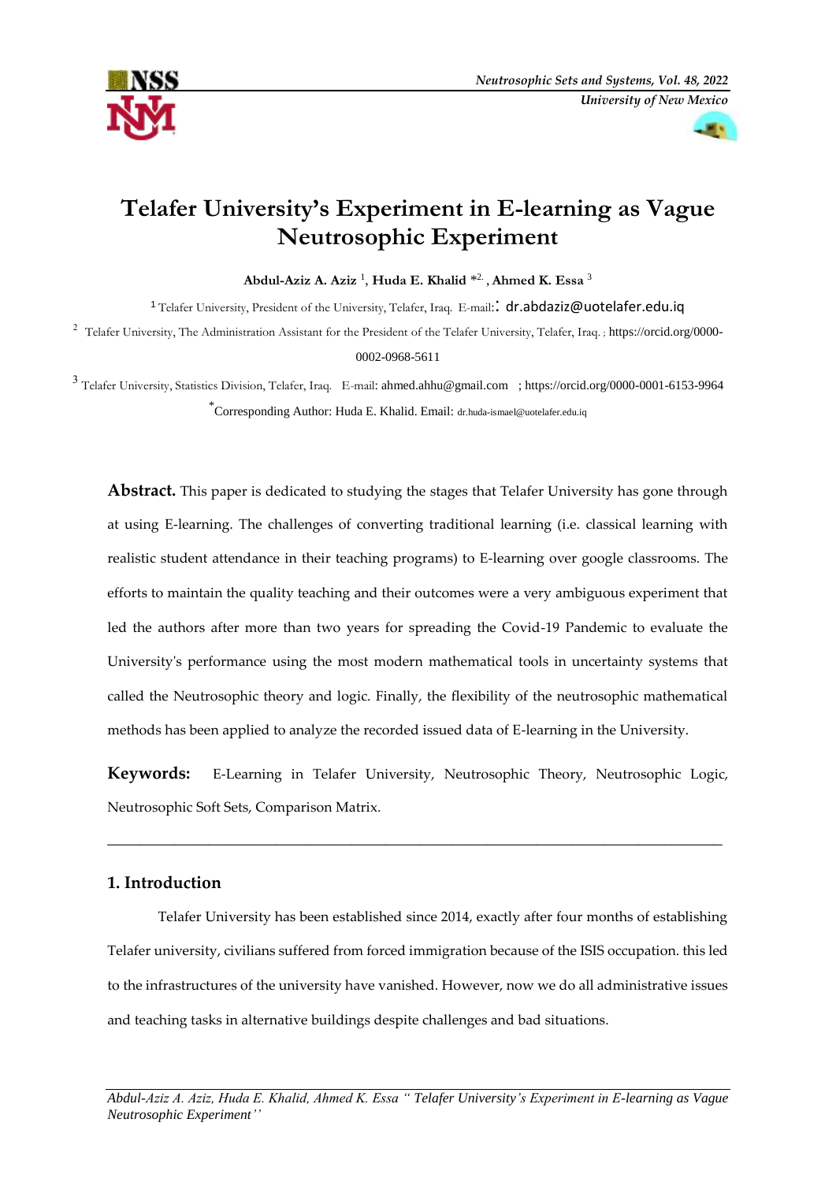# Telafer University's Experiment in E-learning as Vague Neutrosophic Experiment

**Abdul-Aziz A. Aziz** [1], **Huda E. Khalid** *[2], **Ahmed K. Essa** [3]

[1] Telafer University, President of the University, Telafer, Iraq. E-mail:: dr.abdaziz@uotelafer.edu.iq

[2] Telafer University, The Administration Assistant for the President of the Telafer University, Telafer, Iraq. ; https://orcid.org/0000-0002-0968-5611

[3] Telafer University, Statistics Division, Telafer, Iraq. E-mail: ahmed.ahhu@gmail.com ; https://orcid.org/0000-0001-6153-9964

*Corresponding Author: Huda E. Khalid. Email: dr.huda-ismael@uotelafer.edu.iq

**Abstract.** This paper is dedicated to studying the stages that Telafer University has gone through at using E-learning. The challenges of converting traditional learning (i.e. classical learning with realistic student attendance in their teaching programs) to E-learning over google classrooms. The efforts to maintain the quality teaching and their outcomes were a very ambiguous experiment that led the authors after more than two years for spreading the Covid-19 Pandemic to evaluate the University's performance using the most modern mathematical tools in uncertainty systems that called the Neutrosophic theory and logic. Finally, the flexibility of the neutrosophic mathematical methods has been applied to analyze the recorded issued data of E-learning in the University.

**Keywords:** E-Learning in Telafer University, Neutrosophic Theory, Neutrosophic Logic, Neutrosophic Soft Sets, Comparison Matrix.

---

## 1. Introduction

Telafer University has been established since 2014, exactly after four months of establishing Telafer university, civilians suffered from forced immigration because of the ISIS occupation. this led to the infrastructures of the university have vanished. However, now we do all administrative issues and teaching tasks in alternative buildings despite challenges and bad situations.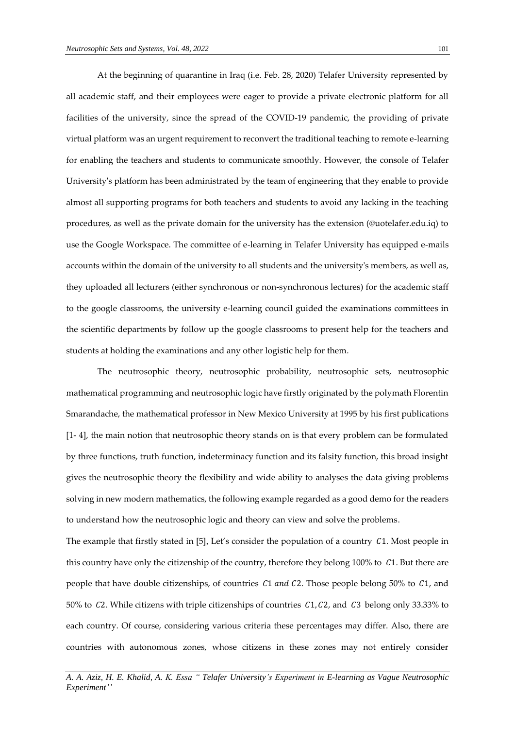At the beginning of quarantine in Iraq (i.e. Feb. 28, 2020) Telafer University represented by all academic staff, and their employees were eager to provide a private electronic platform for all facilities of the university, since the spread of the COVID-19 pandemic, the providing of private virtual platform was an urgent requirement to reconvert the traditional teaching to remote e-learning for enabling the teachers and students to communicate smoothly. However, the console of Telafer University's platform has been administrated by the team of engineering that they enable to provide almost all supporting programs for both teachers and students to avoid any lacking in the teaching procedures, as well as the private domain for the university has the extension (@uotelafer.edu.iq) to use the Google Workspace. The committee of e-learning in Telafer University has equipped e-mails accounts within the domain of the university to all students and the university's members, as well as, they uploaded all lecturers (either synchronous or non-synchronous lectures) for the academic staff to the google classrooms, the university e-learning council guided the examinations committees in the scientific departments by follow up the google classrooms to present help for the teachers and students at holding the examinations and any other logistic help for them.

The neutrosophic theory, neutrosophic probability, neutrosophic sets, neutrosophic mathematical programming and neutrosophic logic have firstly originated by the polymath Florentin Smarandache, the mathematical professor in New Mexico University at 1995 by his first publications [1- 4], the main notion that neutrosophic theory stands on is that every problem can be formulated by three functions, truth function, indeterminacy function and its falsity function, this broad insight gives the neutrosophic theory the flexibility and wide ability to analyses the data giving problems solving in new modern mathematics, the following example regarded as a good demo for the readers to understand how the neutrosophic logic and theory can view and solve the problems.

The example that firstly stated in [5], Let's consider the population of a country $C1$. Most people in this country have only the citizenship of the country, therefore they belong 100% to $C1$. But there are people that have double citizenships, of countries $C1$ *and* $C2$. Those people belong 50% to $C1$, and 50% to $C2$. While citizens with triple citizenships of countries $C1, C2$, and $C3$ belong only 33.33% to each country. Of course, considering various criteria these percentages may differ. Also, there are countries with autonomous zones, whose citizens in these zones may not entirely consider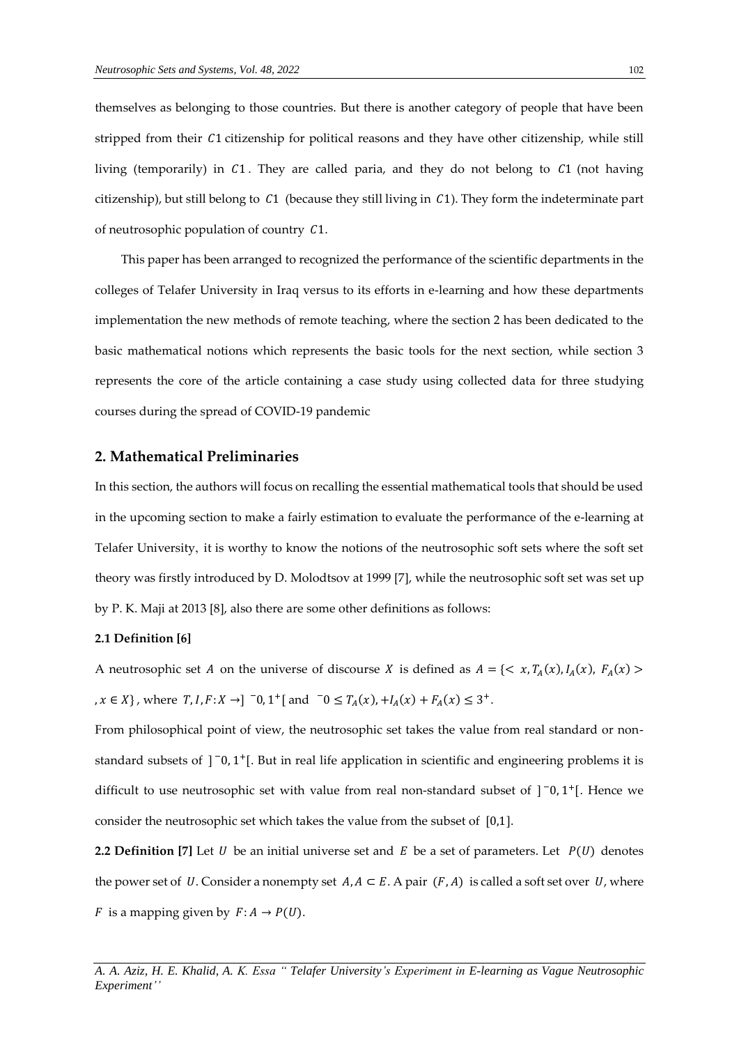themselves as belonging to those countries. But there is another category of people that have been stripped from their $C1$ citizenship for political reasons and they have other citizenship, while still living (temporarily) in $C1$. They are called paria, and they do not belong to $C1$ (not having citizenship), but still belong to $C1$ (because they still living in $C1$). They form the indeterminate part of neutrosophic population of country $C1$.

This paper has been arranged to recognized the performance of the scientific departments in the colleges of Telafer University in Iraq versus to its efforts in e-learning and how these departments implementation the new methods of remote teaching, where the section 2 has been dedicated to the basic mathematical notions which represents the basic tools for the next section, while section 3 represents the core of the article containing a case study using collected data for three studying courses during the spread of COVID-19 pandemic

## 2. Mathematical Preliminaries

In this section, the authors will focus on recalling the essential mathematical tools that should be used in the upcoming section to make a fairly estimation to evaluate the performance of the e-learning at Telafer University, it is worthy to know the notions of the neutrosophic soft sets where the soft set theory was firstly introduced by D. Molodtsov at 1999 [7], while the neutrosophic soft set was set up by P. K. Maji at 2013 [8], also there are some other definitions as follows:

**2.1 Definition [6]**

A neutrosophic set $A$ on the universe of discourse $X$ is defined as $A = \{< x, T_A(x), I_A(x),\ F_A(x) >, x \in X\}$, where $T, I, F: X \to ]\ ^{-}0, 1^{+}[$ and $^{-}0 \leq T_A(x), +I_A(x) + F_A(x) \leq 3^{+}$.

From philosophical point of view, the neutrosophic set takes the value from real standard or non-standard subsets of $]\ ^{-}0, 1^{+}[$. But in real life application in scientific and engineering problems it is difficult to use neutrosophic set with value from real non-standard subset of $]\ ^{-}0, 1^{+}[$. Hence we consider the neutrosophic set which takes the value from the subset of $[0,1]$.

**2.2 Definition [7]** Let $U$ be an initial universe set and $E$ be a set of parameters. Let $P(U)$ denotes the power set of $U$. Consider a nonempty set $A, A \subset E$. A pair $(F, A)$ is called a soft set over $U$, where $F$ is a mapping given by $F: A \to P(U)$.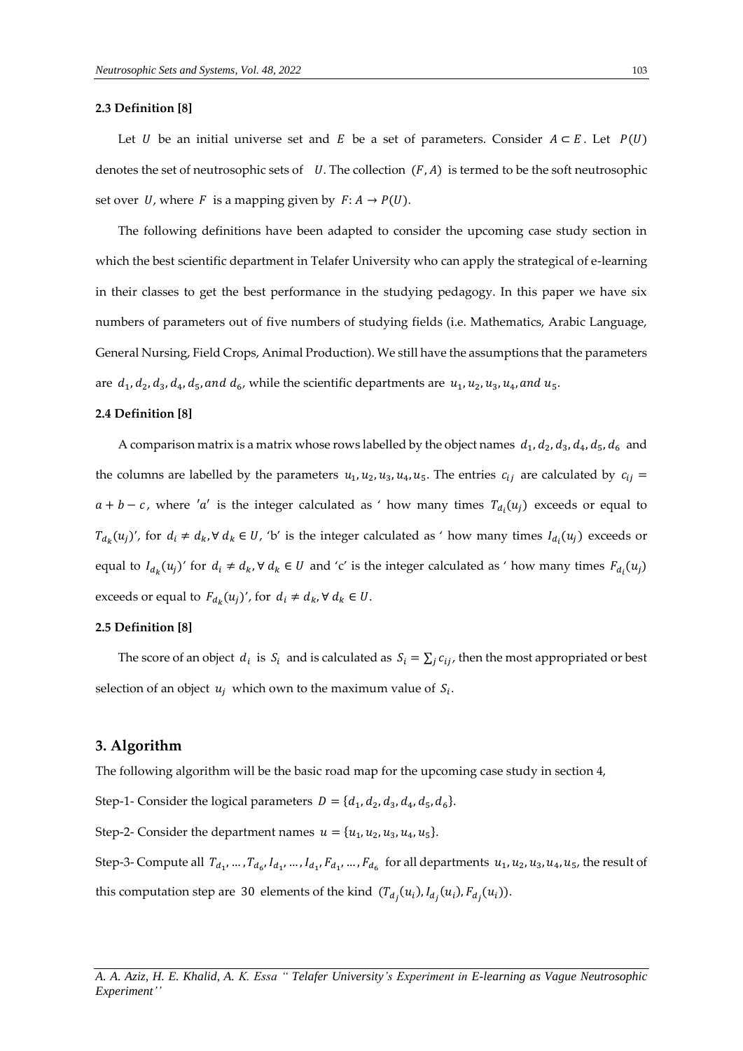#### 2.3 Definition [8]

Let $U$ be an initial universe set and $E$ be a set of parameters. Consider $A \subset E$. Let $P(U)$ denotes the set of neutrosophic sets of $U$. The collection $(F, A)$ is termed to be the soft neutrosophic set over $U$, where $F$ is a mapping given by $F: A \rightarrow P(U)$.

The following definitions have been adapted to consider the upcoming case study section in which the best scientific department in Telafer University who can apply the strategical of e-learning in their classes to get the best performance in the studying pedagogy. In this paper we have six numbers of parameters out of five numbers of studying fields (i.e. Mathematics, Arabic Language, General Nursing, Field Crops, Animal Production). We still have the assumptions that the parameters are $d_1, d_2, d_3, d_4, d_5, and\ d_6$, while the scientific departments are $u_1, u_2, u_3, u_4, and\ u_5$.

#### 2.4 Definition [8]

A comparison matrix is a matrix whose rows labelled by the object names $d_1, d_2, d_3, d_4, d_5, d_6$ and the columns are labelled by the parameters $u_1, u_2, u_3, u_4, u_5$. The entries $c_{ij}$ are calculated by $c_{ij} = a + b - c$, where '$a$' is the integer calculated as ' how many times $T_{d_i}(u_j)$ exceeds or equal to $T_{d_k}(u_j)$', for $d_i \neq d_k, \forall\, d_k \in U$, 'b' is the integer calculated as ' how many times $I_{d_i}(u_j)$ exceeds or equal to $I_{d_k}(u_j)$' for $d_i \neq d_k, \forall\, d_k \in U$ and 'c' is the integer calculated as ' how many times $F_{d_i}(u_j)$ exceeds or equal to $F_{d_k}(u_j)$', for $d_i \neq d_k, \forall\, d_k \in U$.

#### 2.5 Definition [8]

The score of an object $d_i$ is $S_i$ and is calculated as $S_i = \sum_j c_{ij}$, then the most appropriated or best selection of an object $u_j$ which own to the maximum value of $S_i$.

## 3. Algorithm

The following algorithm will be the basic road map for the upcoming case study in section 4,

Step-1- Consider the logical parameters $D = \{d_1, d_2, d_3, d_4, d_5, d_6\}$.

Step-2- Consider the department names $u = \{u_1, u_2, u_3, u_4, u_5\}$.

Step-3- Compute all $T_{d_1}, \ldots, T_{d_6}, I_{d_1}, \ldots, I_{d_1}, F_{d_1}, \ldots, F_{d_6}$ for all departments $u_1, u_2, u_3, u_4, u_5$, the result of this computation step are 30 elements of the kind $(T_{d_j}(u_i), I_{d_j}(u_i), F_{d_j}(u_i))$.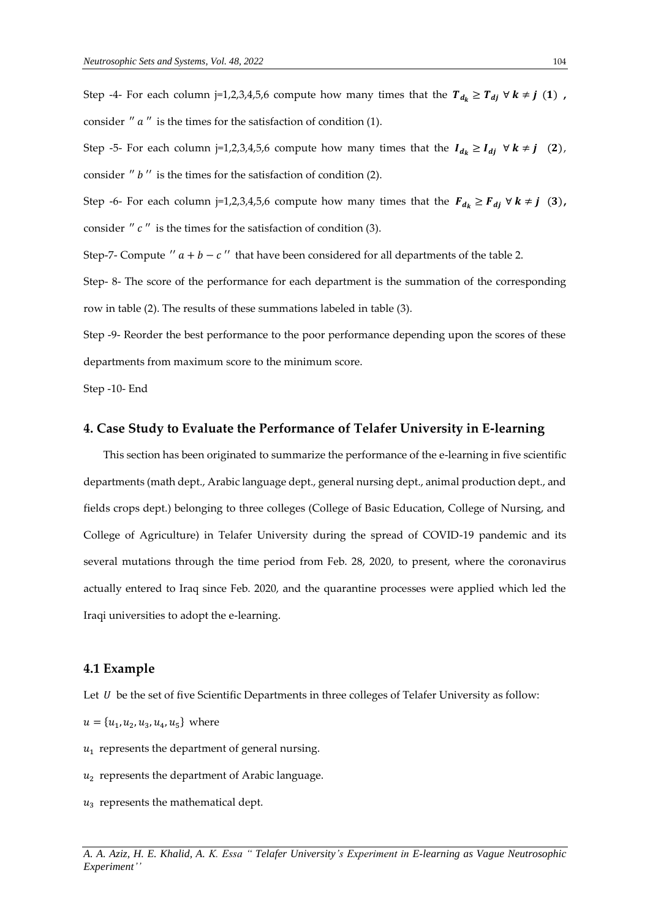Step -4- For each column j=1,2,3,4,5,6 compute how many times that the $\boldsymbol{T_{d_k} \geq T_{dj}} \ \forall \ \boldsymbol{k \neq j} \ (\mathbf{1})$ , consider $'' \ a \ ''$ is the times for the satisfaction of condition (1).

Step -5- For each column j=1,2,3,4,5,6 compute how many times that the $\boldsymbol{I_{d_k} \geq I_{dj}} \ \forall \ \boldsymbol{k \neq j} \ \ (\mathbf{2})$, consider $'' \ b \ ''$ is the times for the satisfaction of condition (2).

Step -6- For each column j=1,2,3,4,5,6 compute how many times that the $\boldsymbol{F_{d_k} \geq F_{dj}} \ \forall \ \boldsymbol{k \neq j} \ \ (\mathbf{3})$, consider $'' \ c \ ''$ is the times for the satisfaction of condition (3).

Step-7- Compute $'' \ a + b - c \ ''$ that have been considered for all departments of the table 2.

Step- 8- The score of the performance for each department is the summation of the corresponding row in table (2). The results of these summations labeled in table (3).

Step -9- Reorder the best performance to the poor performance depending upon the scores of these departments from maximum score to the minimum score.

Step -10- End

## 4. Case Study to Evaluate the Performance of Telafer University in E-learning

This section has been originated to summarize the performance of the e-learning in five scientific departments (math dept., Arabic language dept., general nursing dept., animal production dept., and fields crops dept.) belonging to three colleges (College of Basic Education, College of Nursing, and College of Agriculture) in Telafer University during the spread of COVID-19 pandemic and its several mutations through the time period from Feb. 28, 2020, to present, where the coronavirus actually entered to Iraq since Feb. 2020, and the quarantine processes were applied which led the Iraqi universities to adopt the e-learning.

### 4.1 Example

Let $U$ be the set of five Scientific Departments in three colleges of Telafer University as follow:

$u = \{u_1, u_2, u_3, u_4, u_5\}$ where

$u_1$ represents the department of general nursing.

$u_2$ represents the department of Arabic language.

$u_3$ represents the mathematical dept.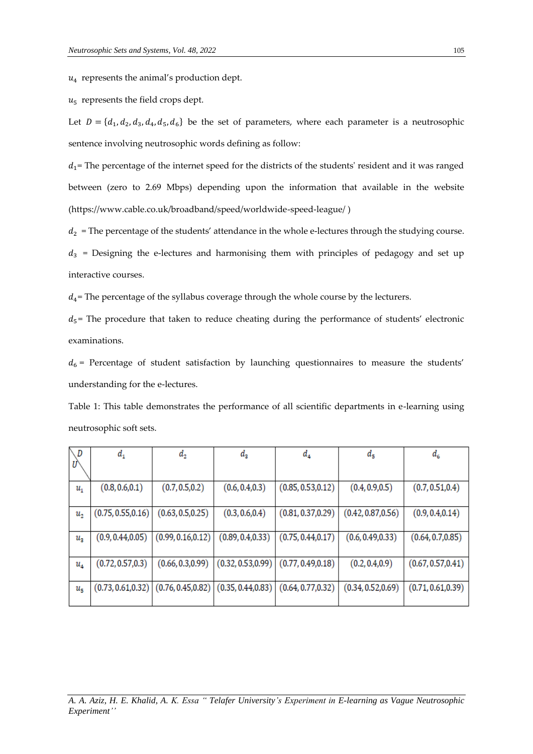$u_4$ represents the animal's production dept.

$u_5$ represents the field crops dept.

Let $D = \{d_1, d_2, d_3, d_4, d_5, d_6\}$ be the set of parameters, where each parameter is a neutrosophic sentence involving neutrosophic words defining as follow:

$d_1$= The percentage of the internet speed for the districts of the students' resident and it was ranged between (zero to 2.69 Mbps) depending upon the information that available in the website (https://www.cable.co.uk/broadband/speed/worldwide-speed-league/ )

$d_2$ = The percentage of the students' attendance in the whole e-lectures through the studying course.

$d_3$ = Designing the e-lectures and harmonising them with principles of pedagogy and set up interactive courses.

$d_4$= The percentage of the syllabus coverage through the whole course by the lecturers.

$d_5$= The procedure that taken to reduce cheating during the performance of students' electronic examinations.

$d_6$ = Percentage of student satisfaction by launching questionnaires to measure the students' understanding for the e-lectures.

Table 1: This table demonstrates the performance of all scientific departments in e-learning using neutrosophic soft sets.

| $D$ \ $U$ | $d_1$ | $d_2$ | $d_3$ | $d_4$ | $d_5$ | $d_6$ |
|---|---|---|---|---|---|---|
| $u_1$ | $(0.8, 0.6, 0.1)$ | $(0.7, 0.5, 0.2)$ | $(0.6, 0.4, 0.3)$ | $(0.85, 0.53, 0.12)$ | $(0.4, 0.9, 0.5)$ | $(0.7, 0.51, 0.4)$ |
| $u_2$ | $(0.75, 0.55, 0.16)$ | $(0.63, 0.5, 0.25)$ | $(0.3, 0.6, 0.4)$ | $(0.81, 0.37, 0.29)$ | $(0.42, 0.87, 0.56)$ | $(0.9, 0.4, 0.14)$ |
| $u_3$ | $(0.9, 0.44, 0.05)$ | $(0.99, 0.16, 0.12)$ | $(0.89, 0.4, 0.33)$ | $(0.75, 0.44, 0.17)$ | $(0.6, 0.49, 0.33)$ | $(0.64, 0.7, 0.85)$ |
| $u_4$ | $(0.72, 0.57, 0.3)$ | $(0.66, 0.3, 0.99)$ | $(0.32, 0.53, 0.99)$ | $(0.77, 0.49, 0.18)$ | $(0.2, 0.4, 0.9)$ | $(0.67, 0.57, 0.41)$ |
| $u_5$ | $(0.73, 0.61, 0.32)$ | $(0.76, 0.45, 0.82)$ | $(0.35, 0.44, 0.83)$ | $(0.64, 0.77, 0.32)$ | $(0.34, 0.52, 0.69)$ | $(0.71, 0.61, 0.39)$ |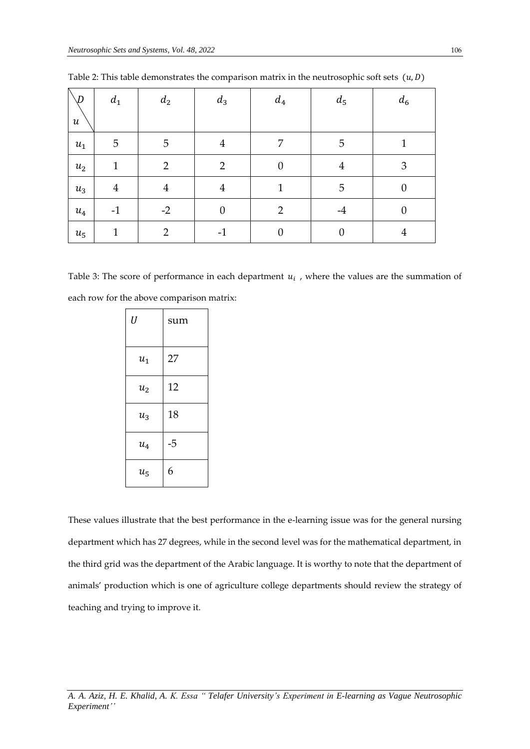Table 2: This table demonstrates the comparison matrix in the neutrosophic soft sets $(u, D)$

| $D$ / $u$ | $d_1$ | $d_2$ | $d_3$ | $d_4$ | $d_5$ | $d_6$ |
|---|---|---|---|---|---|---|
| $u_1$ | 5 | 5 | 4 | 7 | 5 | 1 |
| $u_2$ | 1 | 2 | 2 | 0 | 4 | 3 |
| $u_3$ | 4 | 4 | 4 | 1 | 5 | 0 |
| $u_4$ | -1 | -2 | 0 | 2 | -4 | 0 |
| $u_5$ | 1 | 2 | -1 | 0 | 0 | 4 |

Table 3: The score of performance in each department $u_i$ , where the values are the summation of each row for the above comparison matrix:

| $U$ | sum |
|---|---|
| $u_1$ | 27 |
| $u_2$ | 12 |
| $u_3$ | 18 |
| $u_4$ | -5 |
| $u_5$ | 6 |

These values illustrate that the best performance in the e-learning issue was for the general nursing department which has 27 degrees, while in the second level was for the mathematical department, in the third grid was the department of the Arabic language. It is worthy to note that the department of animals' production which is one of agriculture college departments should review the strategy of teaching and trying to improve it.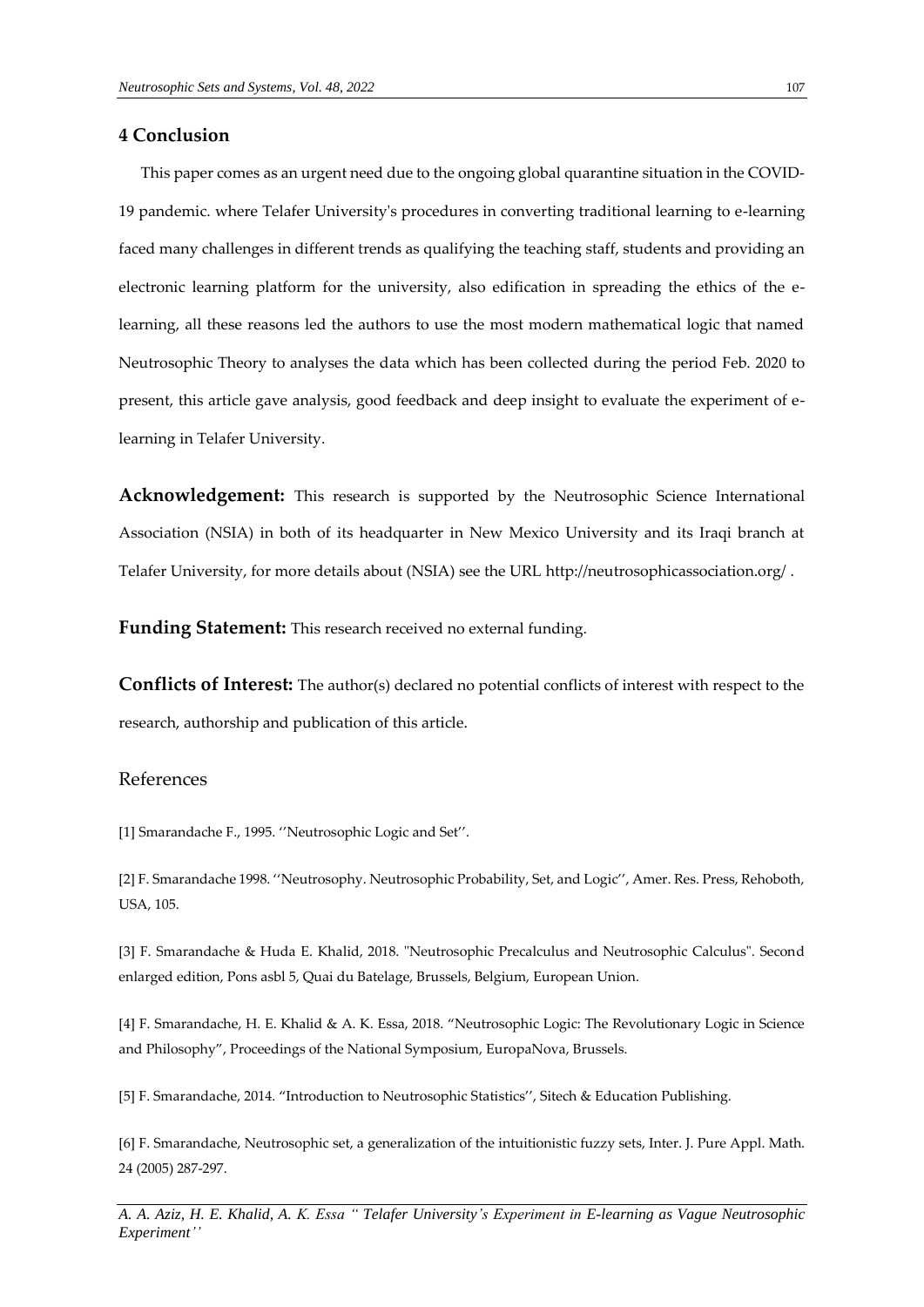## 4 Conclusion

This paper comes as an urgent need due to the ongoing global quarantine situation in the COVID-19 pandemic. where Telafer University's procedures in converting traditional learning to e-learning faced many challenges in different trends as qualifying the teaching staff, students and providing an electronic learning platform for the university, also edification in spreading the ethics of the e-learning, all these reasons led the authors to use the most modern mathematical logic that named Neutrosophic Theory to analyses the data which has been collected during the period Feb. 2020 to present, this article gave analysis, good feedback and deep insight to evaluate the experiment of e-learning in Telafer University.

**Acknowledgement:** This research is supported by the Neutrosophic Science International Association (NSIA) in both of its headquarter in New Mexico University and its Iraqi branch at Telafer University, for more details about (NSIA) see the URL http://neutrosophicassociation.org/ .

**Funding Statement:** This research received no external funding.

**Conflicts of Interest:** The author(s) declared no potential conflicts of interest with respect to the research, authorship and publication of this article.

## References

[1] Smarandache F., 1995. ''Neutrosophic Logic and Set''.

[2] F. Smarandache 1998. ''Neutrosophy. Neutrosophic Probability, Set, and Logic'', Amer. Res. Press, Rehoboth, USA, 105.

[3] F. Smarandache & Huda E. Khalid, 2018. "Neutrosophic Precalculus and Neutrosophic Calculus". Second enlarged edition, Pons asbl 5, Quai du Batelage, Brussels, Belgium, European Union.

[4] F. Smarandache, H. E. Khalid & A. K. Essa, 2018. "Neutrosophic Logic: The Revolutionary Logic in Science and Philosophy", Proceedings of the National Symposium, EuropaNova, Brussels.

[5] F. Smarandache, 2014. "Introduction to Neutrosophic Statistics'', Sitech & Education Publishing.

[6] F. Smarandache, Neutrosophic set, a generalization of the intuitionistic fuzzy sets, Inter. J. Pure Appl. Math. 24 (2005) 287-297.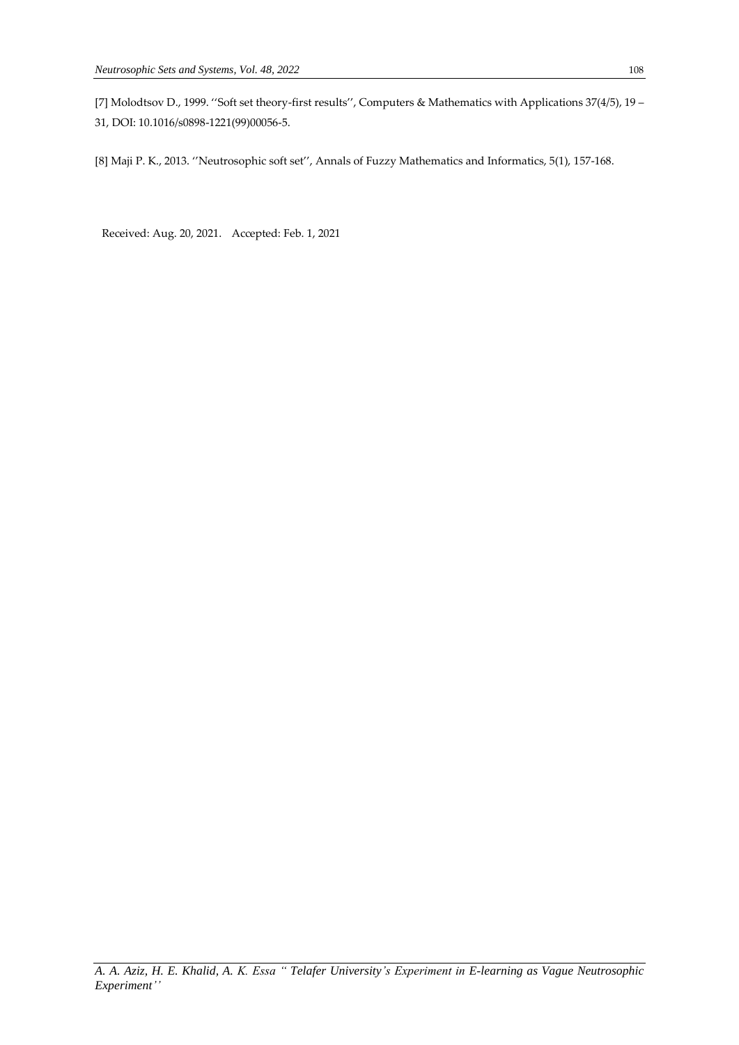[7] Molodtsov D., 1999. ''Soft set theory-first results'', Computers & Mathematics with Applications 37(4/5), 19 – 31, DOI: 10.1016/s0898-1221(99)00056-5.

[8] Maji P. K., 2013. ''Neutrosophic soft set'', Annals of Fuzzy Mathematics and Informatics, 5(1), 157-168.

Received: Aug. 20, 2021. Accepted: Feb. 1, 2021